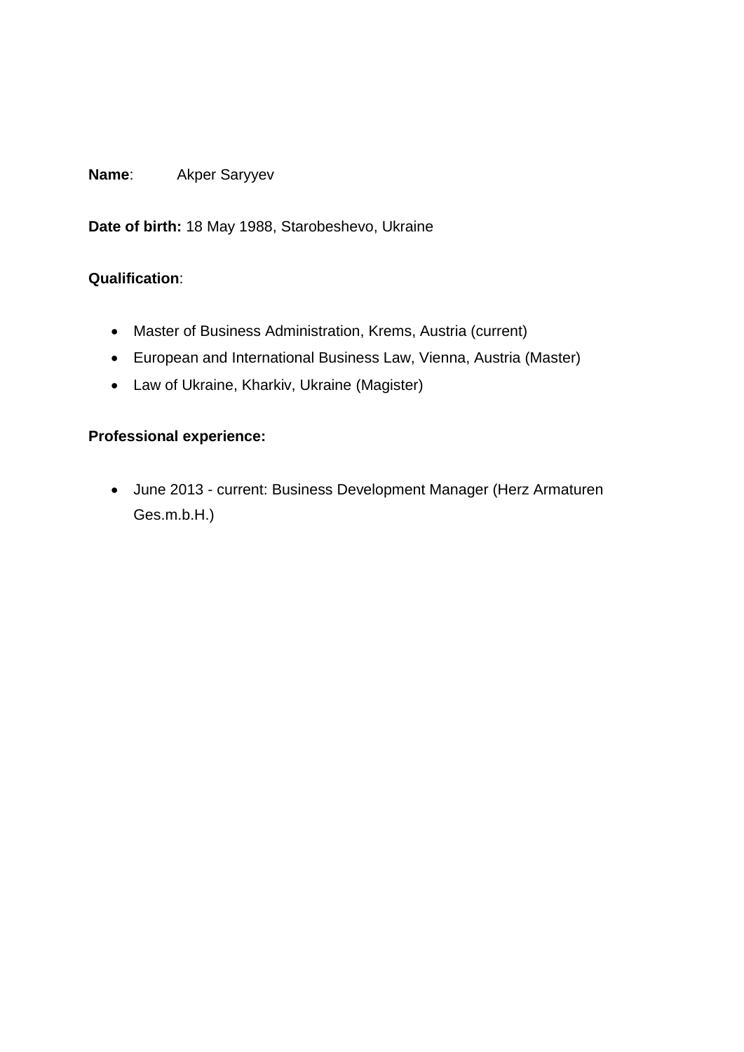**Name**: Akper Saryyev

**Date of birth:** 18 May 1988, Starobeshevo, Ukraine

**Qualification**:

- Master of Business Administration, Krems, Austria (current)
- European and International Business Law, Vienna, Austria (Master)
- Law of Ukraine, Kharkiv, Ukraine (Magister)

**Professional experience:**

- June 2013 - current: Business Development Manager (Herz Armaturen Ges.m.b.H.)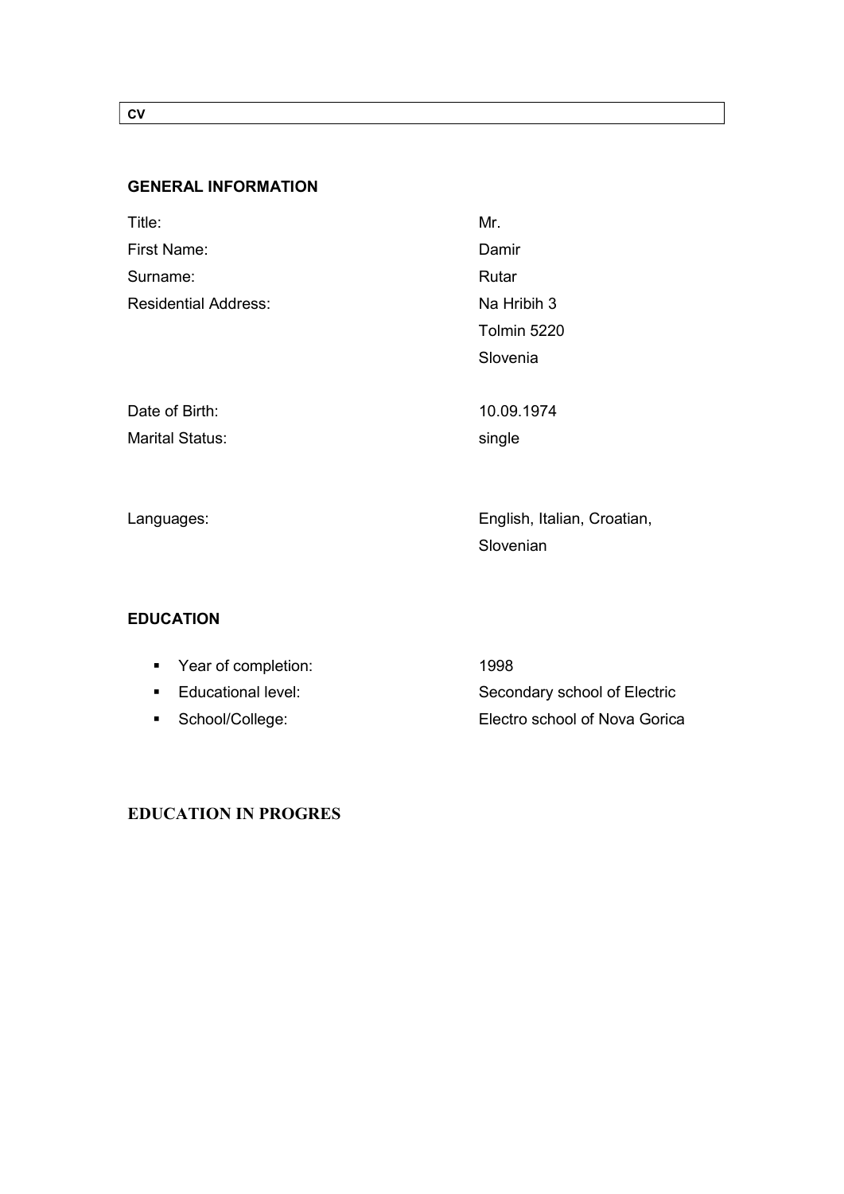**CV**

## GENERAL INFORMATION

| | |
|---|---|
| Title: | Mr. |
| First Name: | Damir |
| Surname: | Rutar |
| Residential Address: | Na Hribih 3<br>Tolmin 5220<br>Slovenia |
| Date of Birth: | 10.09.1974 |
| Marital Status: | single |
| Languages: | English, Italian, Croatian, Slovenian |

## EDUCATION

- Year of completion: 1998
- Educational level: Secondary school of Electric
- School/College: Electro school of Nova Gorica

## EDUCATION IN PROGRES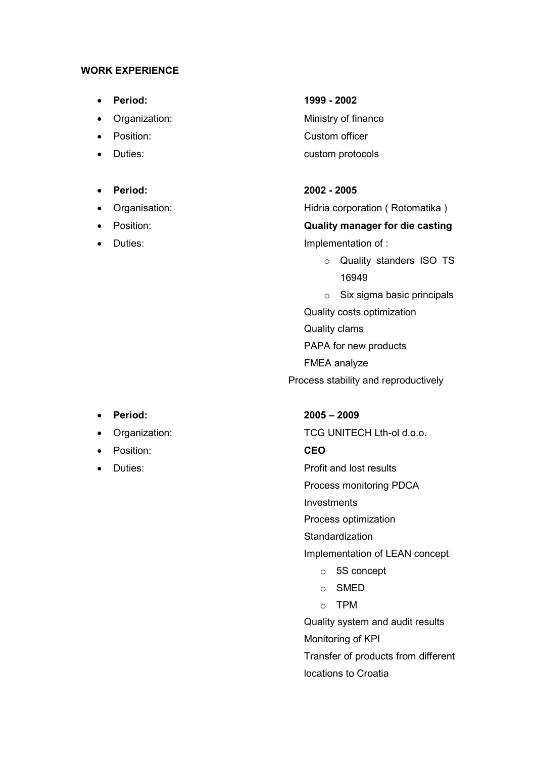**WORK EXPERIENCE**

- **Period:** **1999 - 2002**
- Organization: Ministry of finance
- Position: Custom officer
- Duties: custom protocols

- **Period:** **2002 - 2005**
- Organisation: Hidria corporation ( Rotomatika )
- Position: **Quality manager for die casting**
- Duties: Implementation of :
    - Quality standers ISO TS 16949
    - Six sigma basic principals

  Quality costs optimization
  Quality clams
  PAPA for new products
  FMEA analyze
  Process stability and reproductively

- **Period:** **2005 – 2009**
- Organization: TCG UNITECH Lth-ol d.o.o.
- Position: **CEO**
- Duties: Profit and lost results
  Process monitoring PDCA
  Investments
  Process optimization
  Standardization
  Implementation of LEAN concept
    - 5S concept
    - SMED
    - TPM

  Quality system and audit results
  Monitoring of KPI
  Transfer of products from different locations to Croatia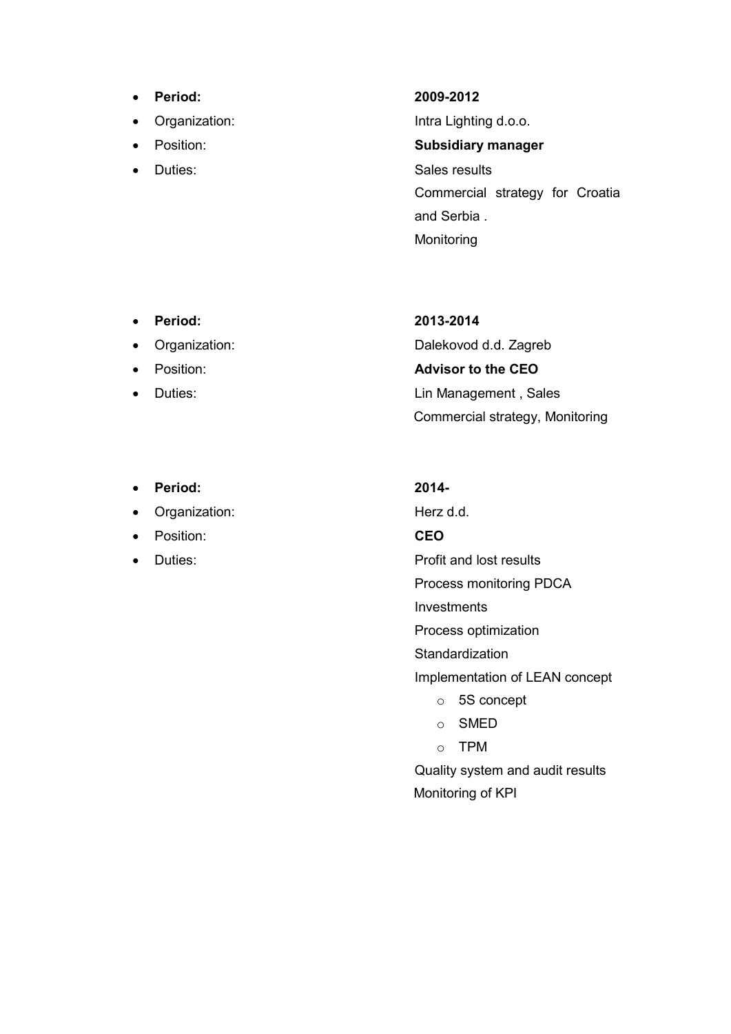- **Period:** **2009-2012**
- Organization: Intra Lighting d.o.o.
- Position: **Subsidiary manager**
- Duties: Sales results  
  Commercial strategy for Croatia and Serbia .  
  Monitoring

- **Period:** **2013-2014**
- Organization: Dalekovod d.d. Zagreb
- Position: **Advisor to the CEO**
- Duties: Lin Management , Sales  
  Commercial strategy, Monitoring

- **Period:** **2014-**
- Organization: Herz d.d.
- Position: **CEO**
- Duties: Profit and lost results  
  Process monitoring PDCA  
  Investments  
  Process optimization  
  Standardization  
  Implementation of LEAN concept
  - 5S concept
  - SMED
  - TPM

  Quality system and audit results  
  Monitoring of KPI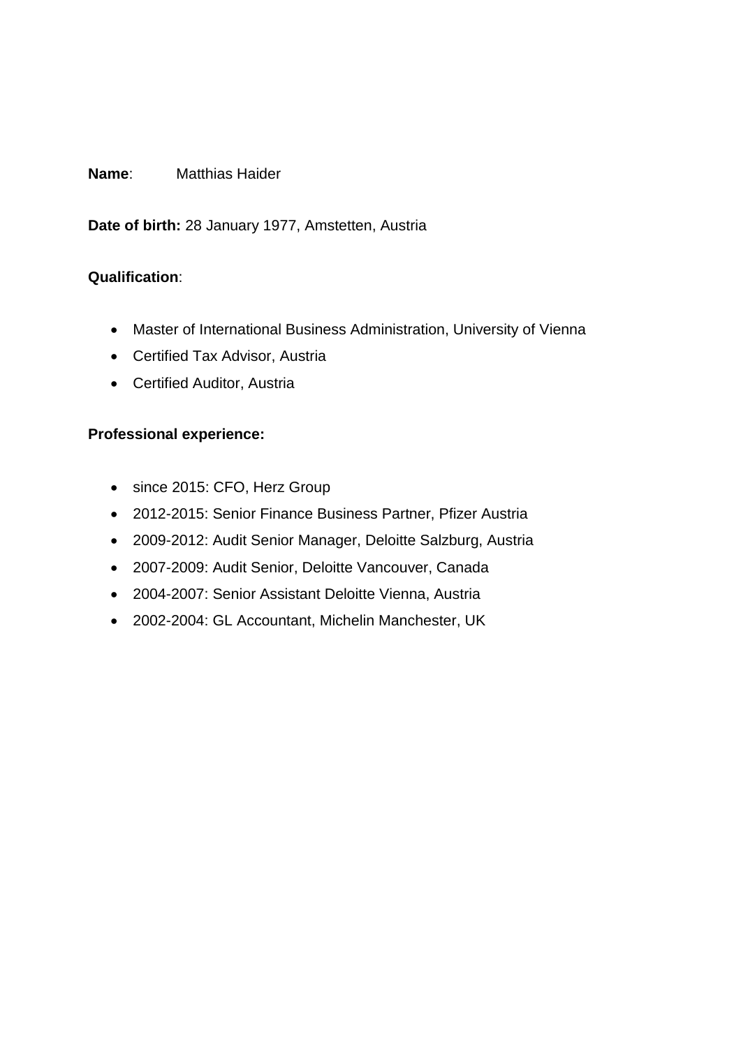**Name**: Matthias Haider

**Date of birth:** 28 January 1977, Amstetten, Austria

**Qualification**:

- Master of International Business Administration, University of Vienna
- Certified Tax Advisor, Austria
- Certified Auditor, Austria

**Professional experience:**

- since 2015: CFO, Herz Group
- 2012-2015: Senior Finance Business Partner, Pfizer Austria
- 2009-2012: Audit Senior Manager, Deloitte Salzburg, Austria
- 2007-2009: Audit Senior, Deloitte Vancouver, Canada
- 2004-2007: Senior Assistant Deloitte Vienna, Austria
- 2002-2004: GL Accountant, Michelin Manchester, UK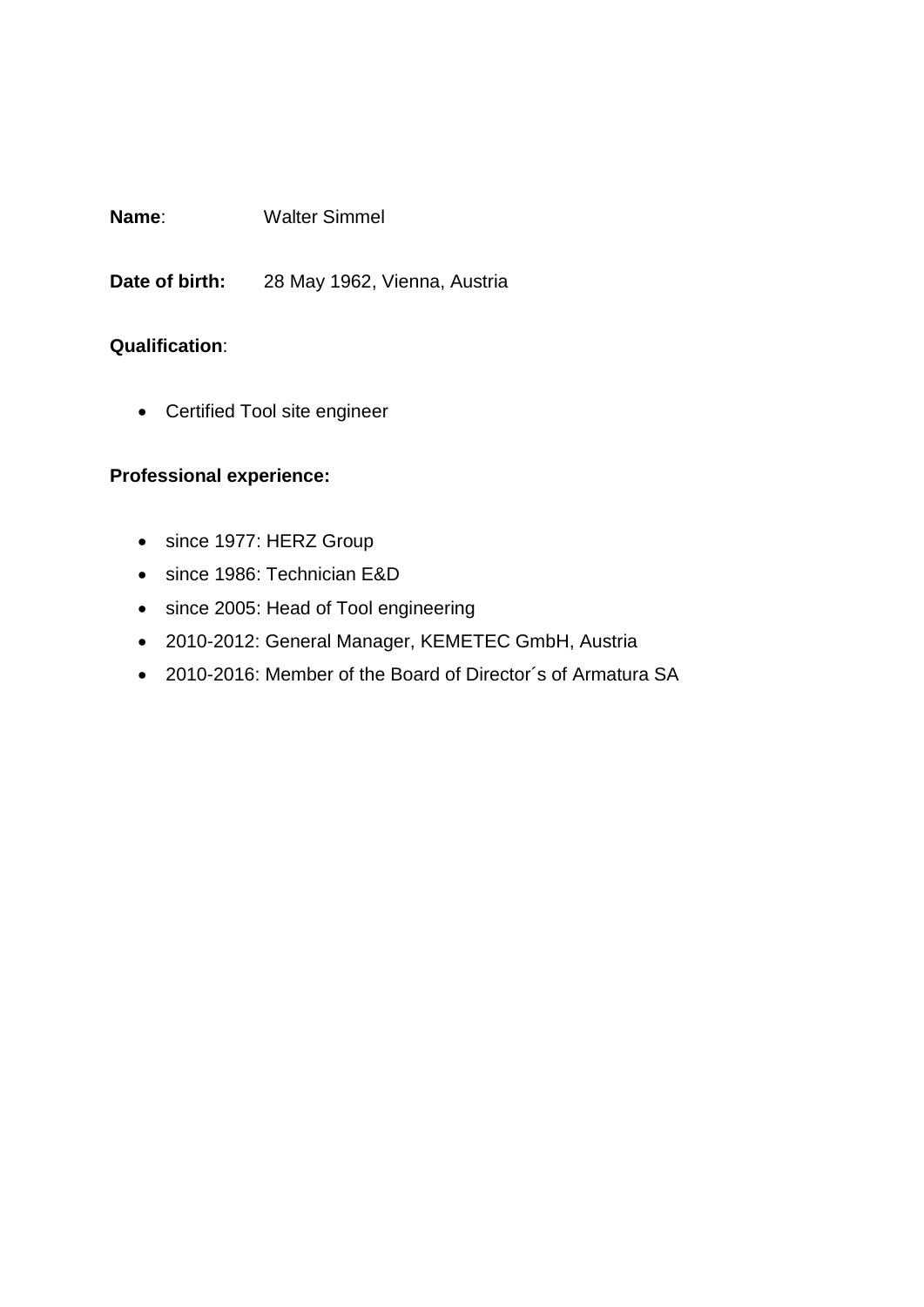**Name**: Walter Simmel

**Date of birth:** 28 May 1962, Vienna, Austria

**Qualification**:

- Certified Tool site engineer

**Professional experience:**

- since 1977: HERZ Group
- since 1986: Technician E&D
- since 2005: Head of Tool engineering
- 2010-2012: General Manager, KEMETEC GmbH, Austria
- 2010-2016: Member of the Board of Director´s of Armatura SA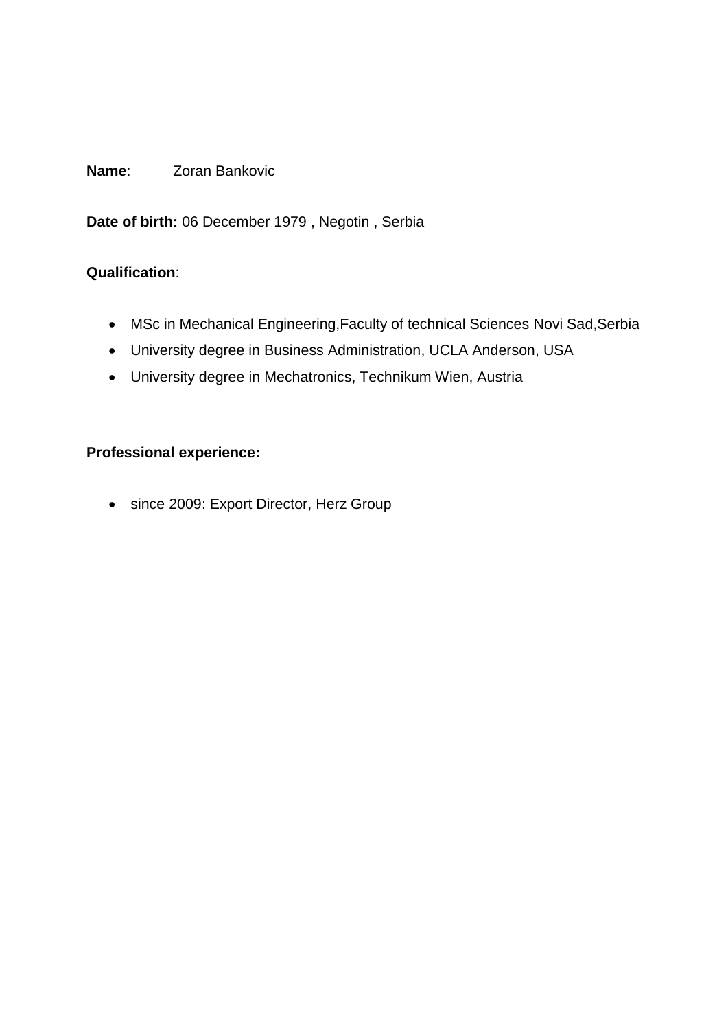**Name**: Zoran Bankovic

**Date of birth:** 06 December 1979 , Negotin , Serbia

**Qualification**:

- MSc in Mechanical Engineering,Faculty of technical Sciences Novi Sad,Serbia
- University degree in Business Administration, UCLA Anderson, USA
- University degree in Mechatronics, Technikum Wien, Austria

**Professional experience:**

- since 2009: Export Director, Herz Group